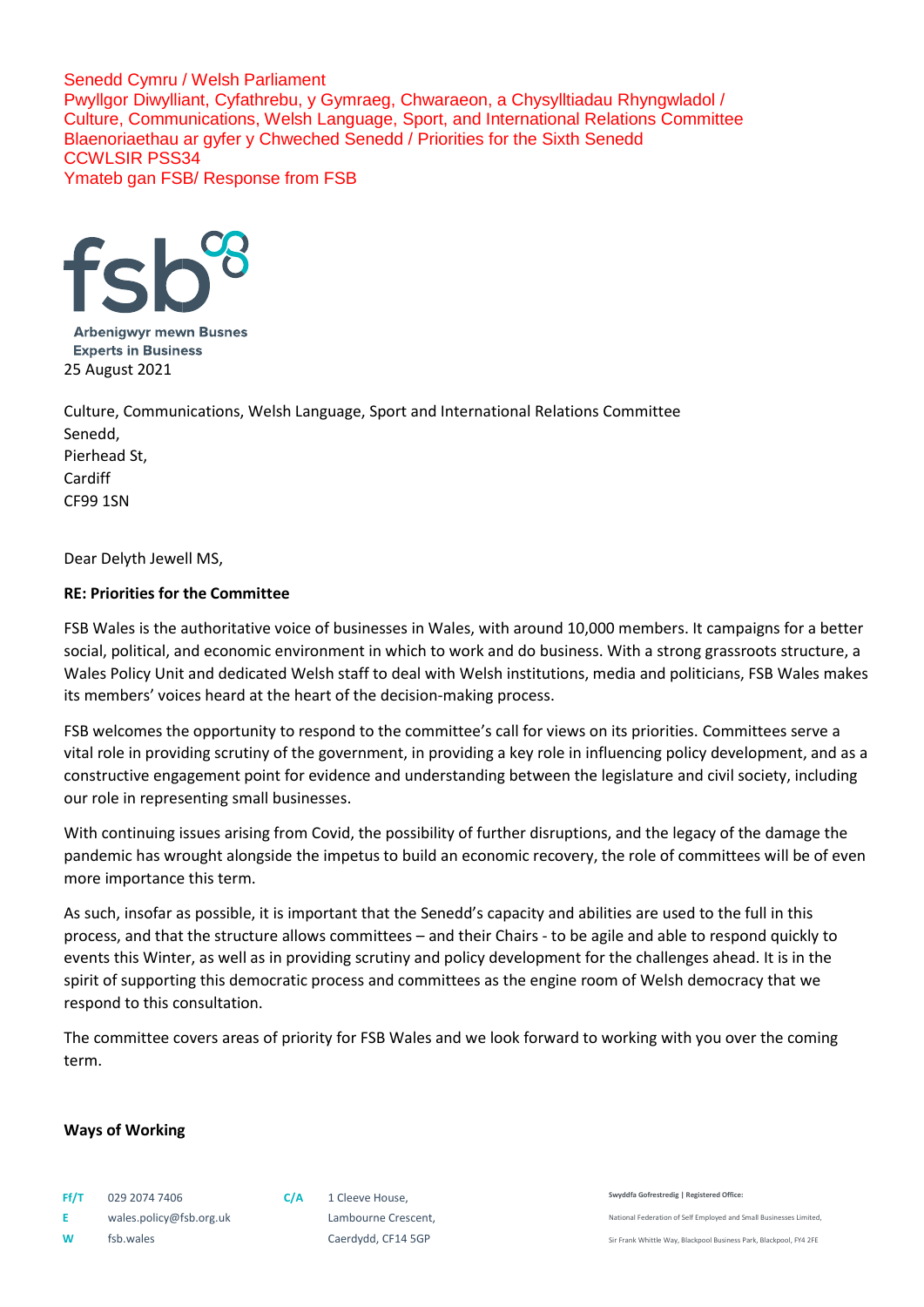Senedd Cymru / Welsh Parliament
Pwyllgor Diwylliant, Cyfathrebu, y Gymraeg, Chwaraeon, a Chysylltiadau Rhyngwladol / Culture, Communications, Welsh Language, Sport, and International Relations Committee
Blaenoriaethau ar gyfer y Chweched Senedd / Priorities for the Sixth Senedd
CCWLSIR PSS34
Ymateb gan FSB/ Response from FSB

fsb

Arbenigwyr mewn Busnes
Experts in Business

25 August 2021

Culture, Communications, Welsh Language, Sport and International Relations Committee
Senedd,
Pierhead St,
Cardiff
CF99 1SN

Dear Delyth Jewell MS,

**RE: Priorities for the Committee**

FSB Wales is the authoritative voice of businesses in Wales, with around 10,000 members. It campaigns for a better social, political, and economic environment in which to work and do business. With a strong grassroots structure, a Wales Policy Unit and dedicated Welsh staff to deal with Welsh institutions, media and politicians, FSB Wales makes its members' voices heard at the heart of the decision-making process.

FSB welcomes the opportunity to respond to the committee's call for views on its priorities. Committees serve a vital role in providing scrutiny of the government, in providing a key role in influencing policy development, and as a constructive engagement point for evidence and understanding between the legislature and civil society, including our role in representing small businesses.

With continuing issues arising from Covid, the possibility of further disruptions, and the legacy of the damage the pandemic has wrought alongside the impetus to build an economic recovery, the role of committees will be of even more importance this term.

As such, insofar as possible, it is important that the Senedd's capacity and abilities are used to the full in this process, and that the structure allows committees – and their Chairs - to be agile and able to respond quickly to events this Winter, as well as in providing scrutiny and policy development for the challenges ahead. It is in the spirit of supporting this democratic process and committees as the engine room of Welsh democracy that we respond to this consultation.

The committee covers areas of priority for FSB Wales and we look forward to working with you over the coming term.

**Ways of Working**

Ff/T 029 2074 7406
E wales.policy@fsb.org.uk
W fsb.wales

C/A 1 Cleeve House,
Lambourne Crescent,
Caerdydd, CF14 5GP

Swyddfa Gofrestredig | Registered Office:
National Federation of Self Employed and Small Businesses Limited,
Sir Frank Whittle Way, Blackpool Business Park, Blackpool, FY4 2FE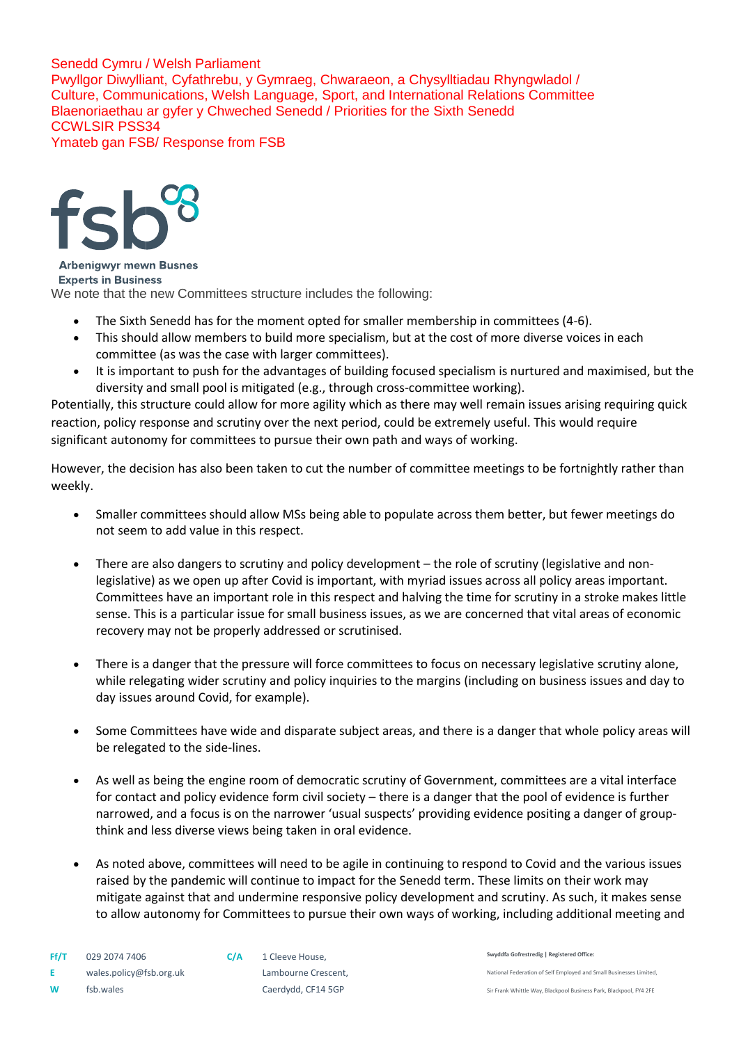Senedd Cymru / Welsh Parliament
Pwyllgor Diwylliant, Cyfathrebu, y Gymraeg, Chwaraeon, a Chysylltiadau Rhyngwladol / Culture, Communications, Welsh Language, Sport, and International Relations Committee
Blaenoriaethau ar gyfer y Chweched Senedd / Priorities for the Sixth Senedd
CCWLSIR PSS34
Ymateb gan FSB/ Response from FSB

fsb
Arbenigwyr mewn Busnes
Experts in Business

We note that the new Committees structure includes the following:

- The Sixth Senedd has for the moment opted for smaller membership in committees (4-6).
- This should allow members to build more specialism, but at the cost of more diverse voices in each committee (as was the case with larger committees).
- It is important to push for the advantages of building focused specialism is nurtured and maximised, but the diversity and small pool is mitigated (e.g., through cross-committee working).

Potentially, this structure could allow for more agility which as there may well remain issues arising requiring quick reaction, policy response and scrutiny over the next period, could be extremely useful. This would require significant autonomy for committees to pursue their own path and ways of working.

However, the decision has also been taken to cut the number of committee meetings to be fortnightly rather than weekly.

- Smaller committees should allow MSs being able to populate across them better, but fewer meetings do not seem to add value in this respect.
- There are also dangers to scrutiny and policy development – the role of scrutiny (legislative and non-legislative) as we open up after Covid is important, with myriad issues across all policy areas important. Committees have an important role in this respect and halving the time for scrutiny in a stroke makes little sense. This is a particular issue for small business issues, as we are concerned that vital areas of economic recovery may not be properly addressed or scrutinised.
- There is a danger that the pressure will force committees to focus on necessary legislative scrutiny alone, while relegating wider scrutiny and policy inquiries to the margins (including on business issues and day to day issues around Covid, for example).
- Some Committees have wide and disparate subject areas, and there is a danger that whole policy areas will be relegated to the side-lines.
- As well as being the engine room of democratic scrutiny of Government, committees are a vital interface for contact and policy evidence form civil society – there is a danger that the pool of evidence is further narrowed, and a focus is on the narrower 'usual suspects' providing evidence positing a danger of group-think and less diverse views being taken in oral evidence.
- As noted above, committees will need to be agile in continuing to respond to Covid and the various issues raised by the pandemic will continue to impact for the Senedd term. These limits on their work may mitigate against that and undermine responsive policy development and scrutiny. As such, it makes sense to allow autonomy for Committees to pursue their own ways of working, including additional meeting and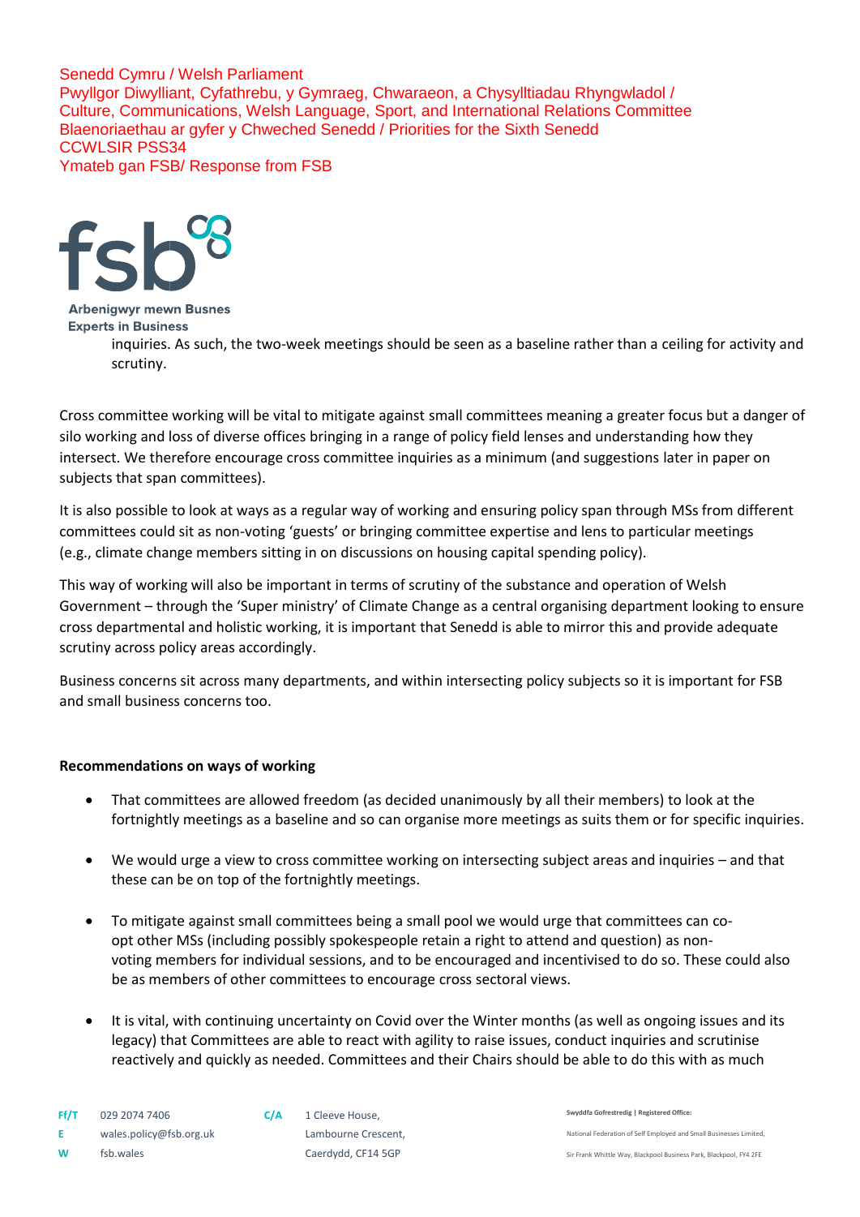inquiries. As such, the two-week meetings should be seen as a baseline rather than a ceiling for activity and scrutiny.

Cross committee working will be vital to mitigate against small committees meaning a greater focus but a danger of silo working and loss of diverse offices bringing in a range of policy field lenses and understanding how they intersect. We therefore encourage cross committee inquiries as a minimum (and suggestions later in paper on subjects that span committees).

It is also possible to look at ways as a regular way of working and ensuring policy span through MSs from different committees could sit as non-voting 'guests' or bringing committee expertise and lens to particular meetings (e.g., climate change members sitting in on discussions on housing capital spending policy).

This way of working will also be important in terms of scrutiny of the substance and operation of Welsh Government – through the 'Super ministry' of Climate Change as a central organising department looking to ensure cross departmental and holistic working, it is important that Senedd is able to mirror this and provide adequate scrutiny across policy areas accordingly.

Business concerns sit across many departments, and within intersecting policy subjects so it is important for FSB and small business concerns too.

**Recommendations on ways of working**

- That committees are allowed freedom (as decided unanimously by all their members) to look at the fortnightly meetings as a baseline and so can organise more meetings as suits them or for specific inquiries.

- We would urge a view to cross committee working on intersecting subject areas and inquiries – and that these can be on top of the fortnightly meetings.

- To mitigate against small committees being a small pool we would urge that committees can co-opt other MSs (including possibly spokespeople retain a right to attend and question) as non-voting members for individual sessions, and to be encouraged and incentivised to do so. These could also be as members of other committees to encourage cross sectoral views.

- It is vital, with continuing uncertainty on Covid over the Winter months (as well as ongoing issues and its legacy) that Committees are able to react with agility to raise issues, conduct inquiries and scrutinise reactively and quickly as needed. Committees and their Chairs should be able to do this with as much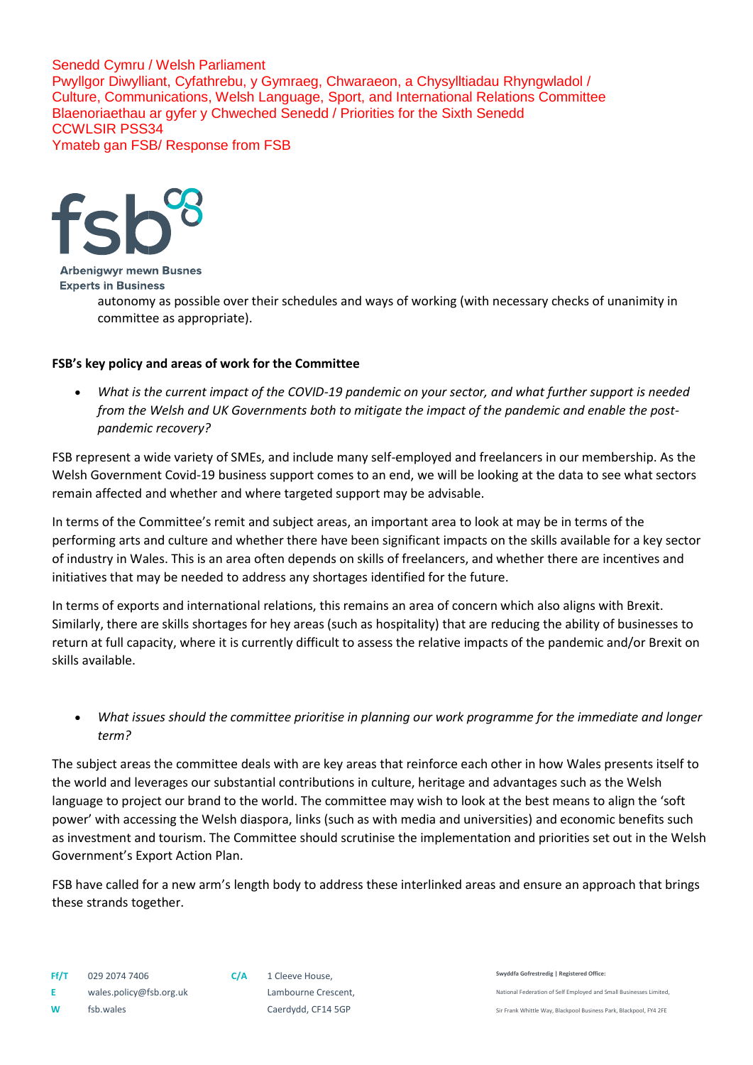autonomy as possible over their schedules and ways of working (with necessary checks of unanimity in committee as appropriate).

**FSB's key policy and areas of work for the Committee**

- *What is the current impact of the COVID-19 pandemic on your sector, and what further support is needed from the Welsh and UK Governments both to mitigate the impact of the pandemic and enable the post-pandemic recovery?*

FSB represent a wide variety of SMEs, and include many self-employed and freelancers in our membership. As the Welsh Government Covid-19 business support comes to an end, we will be looking at the data to see what sectors remain affected and whether and where targeted support may be advisable.

In terms of the Committee's remit and subject areas, an important area to look at may be in terms of the performing arts and culture and whether there have been significant impacts on the skills available for a key sector of industry in Wales. This is an area often depends on skills of freelancers, and whether there are incentives and initiatives that may be needed to address any shortages identified for the future.

In terms of exports and international relations, this remains an area of concern which also aligns with Brexit. Similarly, there are skills shortages for hey areas (such as hospitality) that are reducing the ability of businesses to return at full capacity, where it is currently difficult to assess the relative impacts of the pandemic and/or Brexit on skills available.

- *What issues should the committee prioritise in planning our work programme for the immediate and longer term?*

The subject areas the committee deals with are key areas that reinforce each other in how Wales presents itself to the world and leverages our substantial contributions in culture, heritage and advantages such as the Welsh language to project our brand to the world. The committee may wish to look at the best means to align the 'soft power' with accessing the Welsh diaspora, links (such as with media and universities) and economic benefits such as investment and tourism. The Committee should scrutinise the implementation and priorities set out in the Welsh Government's Export Action Plan.

FSB have called for a new arm's length body to address these interlinked areas and ensure an approach that brings these strands together.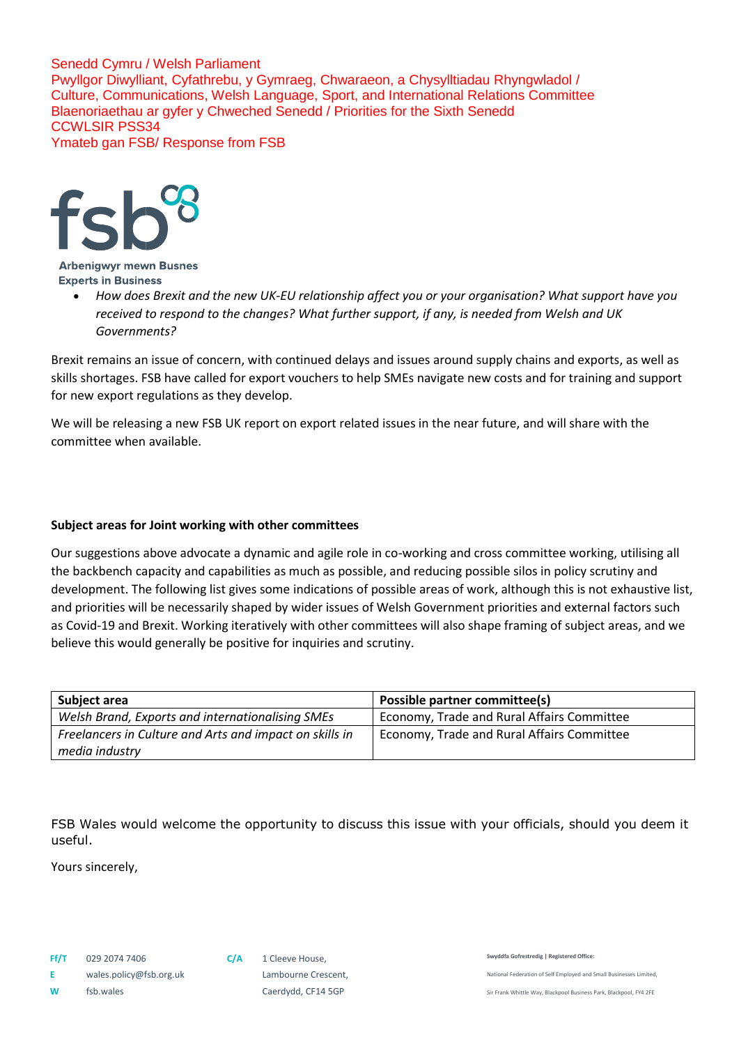Senedd Cymru / Welsh Parliament
Pwyllgor Diwylliant, Cyfathrebu, y Gymraeg, Chwaraeon, a Chysylltiadau Rhyngwladol / Culture, Communications, Welsh Language, Sport, and International Relations Committee
Blaenoriaethau ar gyfer y Chweched Senedd / Priorities for the Sixth Senedd
CCWLSIR PSS34
Ymateb gan FSB/ Response from FSB

fsb
Arbenigwyr mewn Busnes
Experts in Business

- *How does Brexit and the new UK-EU relationship affect you or your organisation? What support have you received to respond to the changes? What further support, if any, is needed from Welsh and UK Governments?*

Brexit remains an issue of concern, with continued delays and issues around supply chains and exports, as well as skills shortages. FSB have called for export vouchers to help SMEs navigate new costs and for training and support for new export regulations as they develop.

We will be releasing a new FSB UK report on export related issues in the near future, and will share with the committee when available.

**Subject areas for Joint working with other committees**

Our suggestions above advocate a dynamic and agile role in co-working and cross committee working, utilising all the backbench capacity and capabilities as much as possible, and reducing possible silos in policy scrutiny and development. The following list gives some indications of possible areas of work, although this is not exhaustive list, and priorities will be necessarily shaped by wider issues of Welsh Government priorities and external factors such as Covid-19 and Brexit. Working iteratively with other committees will also shape framing of subject areas, and we believe this would generally be positive for inquiries and scrutiny.

| **Subject area** | **Possible partner committee(s)** |
| --- | --- |
| *Welsh Brand, Exports and internationalising SMEs* | Economy, Trade and Rural Affairs Committee |
| *Freelancers in Culture and Arts and impact on skills in media industry* | Economy, Trade and Rural Affairs Committee |

FSB Wales would welcome the opportunity to discuss this issue with your officials, should you deem it useful.

Yours sincerely,

Ff/T 029 2074 7406
E wales.policy@fsb.org.uk
W fsb.wales

C/A 1 Cleeve House, Lambourne Crescent, Caerdydd, CF14 5GP

Swyddfa Gofrestredig | Registered Office:
National Federation of Self Employed and Small Businesses Limited,
Sir Frank Whittle Way, Blackpool Business Park, Blackpool, FY4 2FE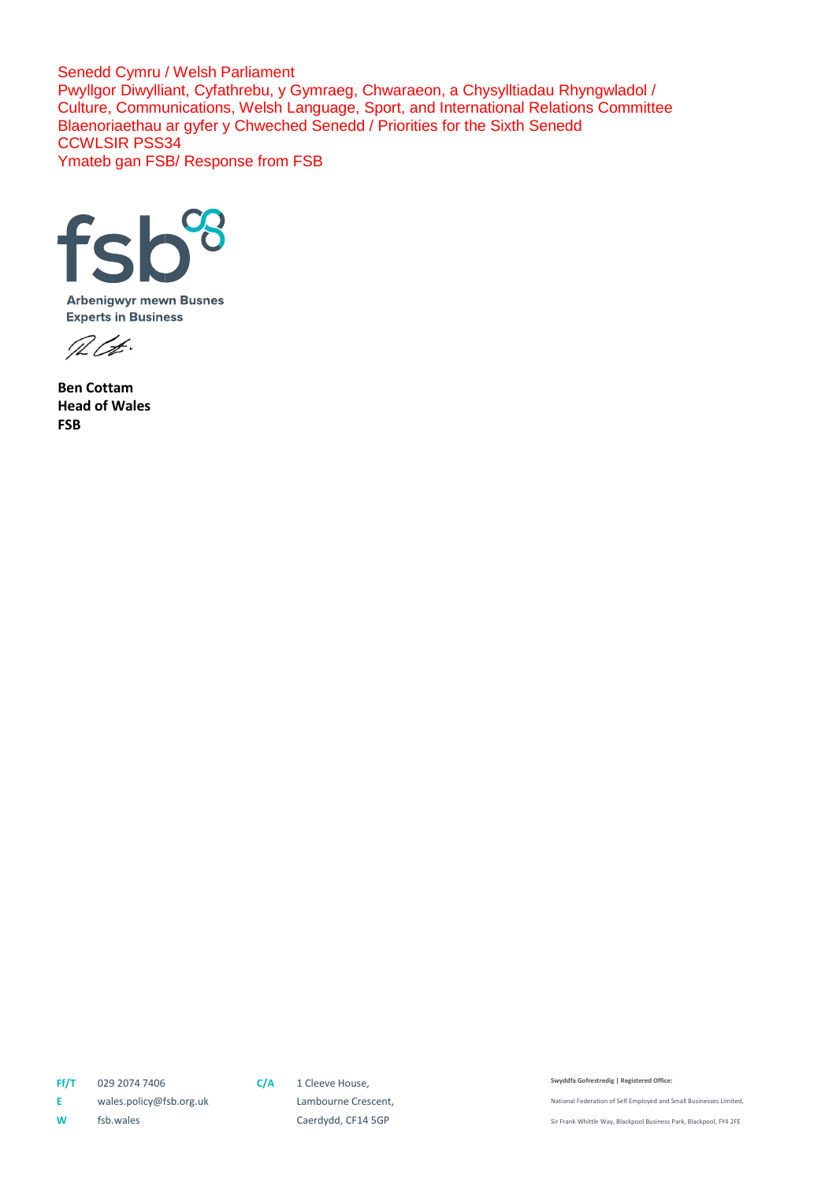Senedd Cymru / Welsh Parliament
Pwyllgor Diwylliant, Cyfathrebu, y Gymraeg, Chwaraeon, a Chysylltiadau Rhyngwladol / Culture, Communications, Welsh Language, Sport, and International Relations Committee
Blaenoriaethau ar gyfer y Chweched Senedd / Priorities for the Sixth Senedd
CCWLSIR PSS34
Ymateb gan FSB/ Response from FSB

fsb

Arbenigwyr mewn Busnes
Experts in Business

**Ben Cottam**
**Head of Wales**
**FSB**

**Ff/T** 029 2074 7406
**E** wales.policy@fsb.org.uk
**W** fsb.wales

**C/A** 1 Cleeve House,
Lambourne Crescent,
Caerdydd, CF14 5GP

**Swyddfa Gofrestredig | Registered Office:**
National Federation of Self Employed and Small Businesses Limited,
Sir Frank Whittle Way, Blackpool Business Park, Blackpool, FY4 2FE